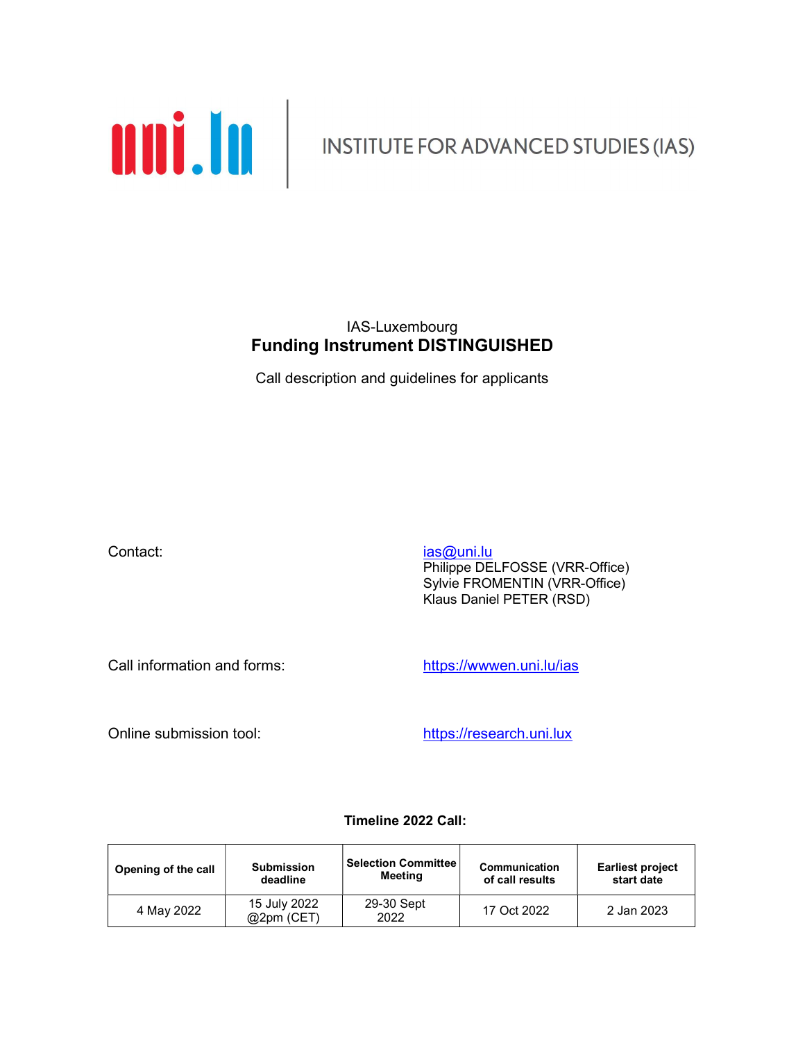uni.lu | INSTITUTE FOR ADVANCED STUDIES (IAS)

IAS-Luxembourg

# Funding Instrument DISTINGUISHED

Call description and guidelines for applicants

Contact: ias@uni.lu
Philippe DELFOSSE (VRR-Office)
Sylvie FROMENTIN (VRR-Office)
Klaus Daniel PETER (RSD)

Call information and forms: https://wwwen.uni.lu/ias

Online submission tool: https://research.uni.lux

**Timeline 2022 Call:**

| Opening of the call | Submission deadline | Selection Committee Meeting | Communication of call results | Earliest project start date |
|---|---|---|---|---|
| 4 May 2022 | 15 July 2022 @2pm (CET) | 29-30 Sept 2022 | 17 Oct 2022 | 2 Jan 2023 |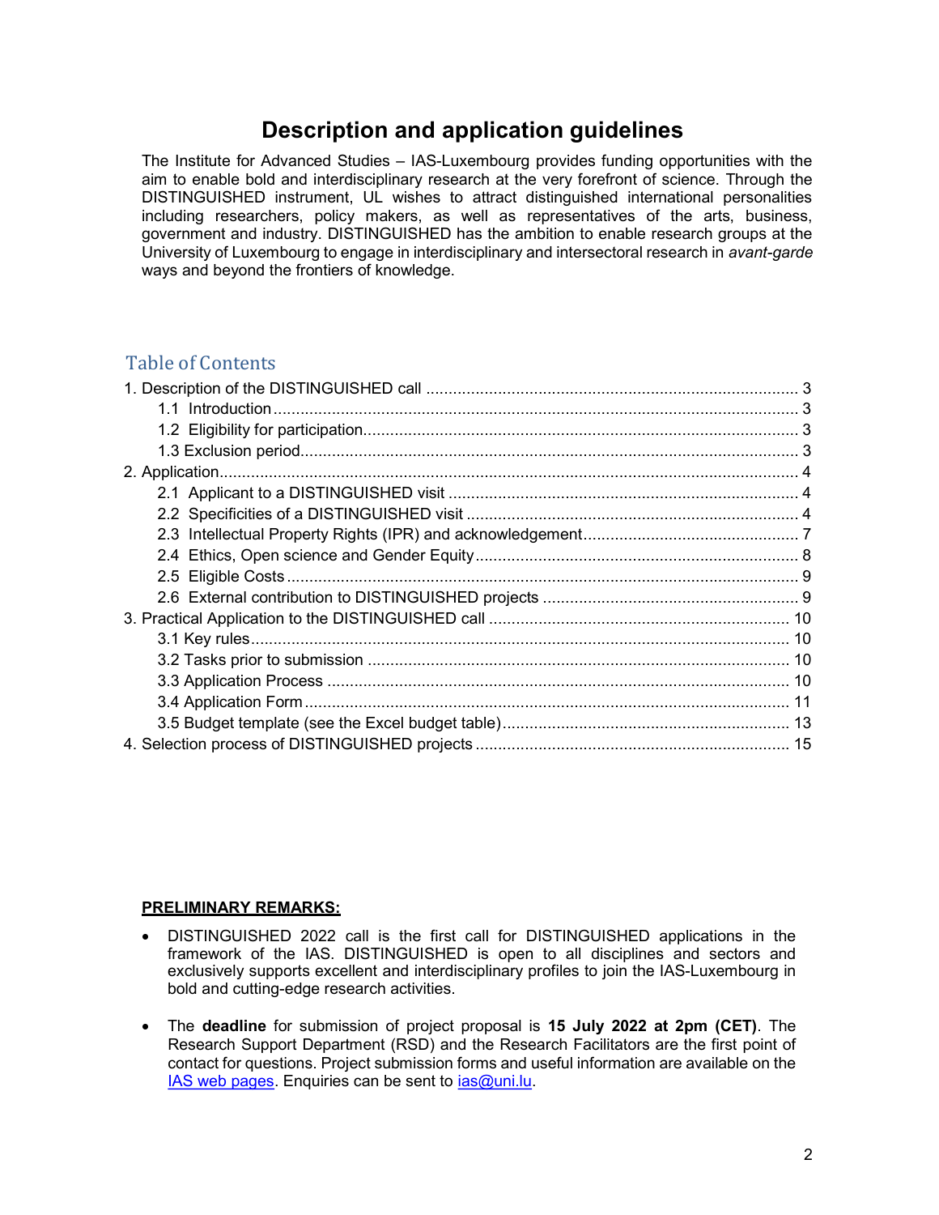# Description and application guidelines

The Institute for Advanced Studies – IAS-Luxembourg provides funding opportunities with the aim to enable bold and interdisciplinary research at the very forefront of science. Through the DISTINGUISHED instrument, UL wishes to attract distinguished international personalities including researchers, policy makers, as well as representatives of the arts, business, government and industry. DISTINGUISHED has the ambition to enable research groups at the University of Luxembourg to engage in interdisciplinary and intersectoral research in *avant-garde* ways and beyond the frontiers of knowledge.

## Table of Contents

1. Description of the DISTINGUISHED call .... 3
   - 1.1 Introduction .... 3
   - 1.2 Eligibility for participation .... 3
   - 1.3 Exclusion period .... 3
2. Application .... 4
   - 2.1 Applicant to a DISTINGUISHED visit .... 4
   - 2.2 Specificities of a DISTINGUISHED visit .... 4
   - 2.3 Intellectual Property Rights (IPR) and acknowledgement .... 7
   - 2.4 Ethics, Open science and Gender Equity .... 8
   - 2.5 Eligible Costs .... 9
   - 2.6 External contribution to DISTINGUISHED projects .... 9
3. Practical Application to the DISTINGUISHED call .... 10
   - 3.1 Key rules .... 10
   - 3.2 Tasks prior to submission .... 10
   - 3.3 Application Process .... 10
   - 3.4 Application Form .... 11
   - 3.5 Budget template (see the Excel budget table) .... 13
4. Selection process of DISTINGUISHED projects .... 15

**PRELIMINARY REMARKS:**

- DISTINGUISHED 2022 call is the first call for DISTINGUISHED applications in the framework of the IAS. DISTINGUISHED is open to all disciplines and sectors and exclusively supports excellent and interdisciplinary profiles to join the IAS-Luxembourg in bold and cutting-edge research activities.
- The **deadline** for submission of project proposal is **15 July 2022 at 2pm (CET)**. The Research Support Department (RSD) and the Research Facilitators are the first point of contact for questions. Project submission forms and useful information are available on the IAS web pages. Enquiries can be sent to ias@uni.lu.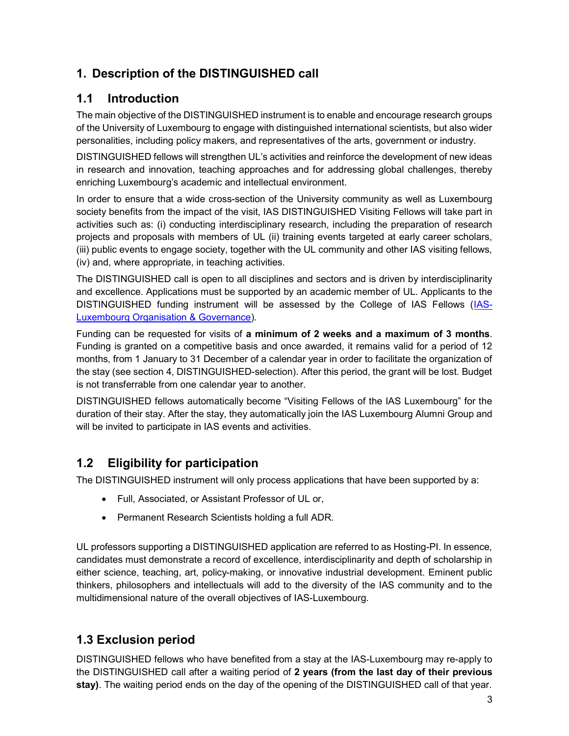# 1. Description of the DISTINGUISHED call

## 1.1 Introduction

The main objective of the DISTINGUISHED instrument is to enable and encourage research groups of the University of Luxembourg to engage with distinguished international scientists, but also wider personalities, including policy makers, and representatives of the arts, government or industry.

DISTINGUISHED fellows will strengthen UL's activities and reinforce the development of new ideas in research and innovation, teaching approaches and for addressing global challenges, thereby enriching Luxembourg's academic and intellectual environment.

In order to ensure that a wide cross-section of the University community as well as Luxembourg society benefits from the impact of the visit, IAS DISTINGUISHED Visiting Fellows will take part in activities such as: (i) conducting interdisciplinary research, including the preparation of research projects and proposals with members of UL (ii) training events targeted at early career scholars, (iii) public events to engage society, together with the UL community and other IAS visiting fellows, (iv) and, where appropriate, in teaching activities.

The DISTINGUISHED call is open to all disciplines and sectors and is driven by interdisciplinarity and excellence. Applications must be supported by an academic member of UL. Applicants to the DISTINGUISHED funding instrument will be assessed by the College of IAS Fellows ([IAS-Luxembourg Organisation & Governance]()).

Funding can be requested for visits of **a minimum of 2 weeks and a maximum of 3 months**. Funding is granted on a competitive basis and once awarded, it remains valid for a period of 12 months, from 1 January to 31 December of a calendar year in order to facilitate the organization of the stay (see section 4, DISTINGUISHED-selection). After this period, the grant will be lost. Budget is not transferrable from one calendar year to another.

DISTINGUISHED fellows automatically become "Visiting Fellows of the IAS Luxembourg" for the duration of their stay. After the stay, they automatically join the IAS Luxembourg Alumni Group and will be invited to participate in IAS events and activities.

## 1.2 Eligibility for participation

The DISTINGUISHED instrument will only process applications that have been supported by a:

- Full, Associated, or Assistant Professor of UL or,
- Permanent Research Scientists holding a full ADR.

UL professors supporting a DISTINGUISHED application are referred to as Hosting-PI. In essence, candidates must demonstrate a record of excellence, interdisciplinarity and depth of scholarship in either science, teaching, art, policy-making, or innovative industrial development. Eminent public thinkers, philosophers and intellectuals will add to the diversity of the IAS community and to the multidimensional nature of the overall objectives of IAS-Luxembourg.

## 1.3 Exclusion period

DISTINGUISHED fellows who have benefited from a stay at the IAS-Luxembourg may re-apply to the DISTINGUISHED call after a waiting period of **2 years (from the last day of their previous stay)**. The waiting period ends on the day of the opening of the DISTINGUISHED call of that year.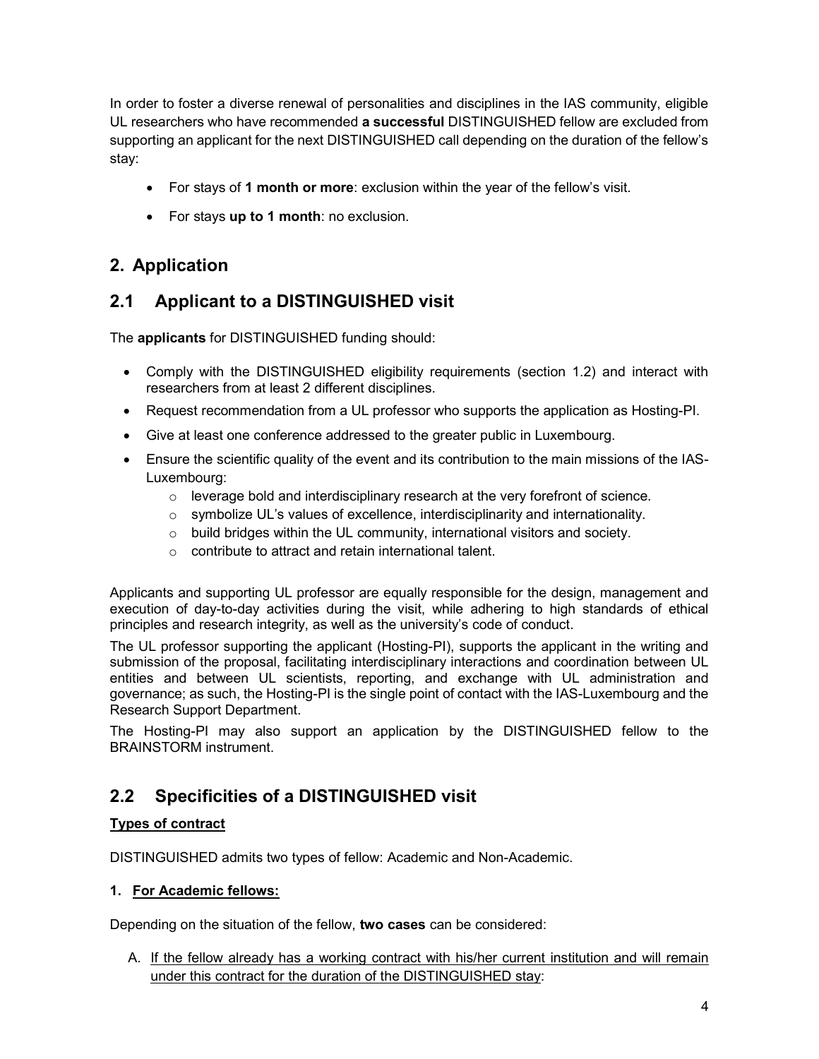In order to foster a diverse renewal of personalities and disciplines in the IAS community, eligible UL researchers who have recommended **a successful** DISTINGUISHED fellow are excluded from supporting an applicant for the next DISTINGUISHED call depending on the duration of the fellow's stay:

- For stays of **1 month or more**: exclusion within the year of the fellow's visit.
- For stays **up to 1 month**: no exclusion.

## 2. Application

## 2.1 Applicant to a DISTINGUISHED visit

The **applicants** for DISTINGUISHED funding should:

- Comply with the DISTINGUISHED eligibility requirements (section 1.2) and interact with researchers from at least 2 different disciplines.
- Request recommendation from a UL professor who supports the application as Hosting-PI.
- Give at least one conference addressed to the greater public in Luxembourg.
- Ensure the scientific quality of the event and its contribution to the main missions of the IAS-Luxembourg:
  - leverage bold and interdisciplinary research at the very forefront of science.
  - symbolize UL's values of excellence, interdisciplinarity and internationality.
  - build bridges within the UL community, international visitors and society.
  - contribute to attract and retain international talent.

Applicants and supporting UL professor are equally responsible for the design, management and execution of day-to-day activities during the visit, while adhering to high standards of ethical principles and research integrity, as well as the university's code of conduct.

The UL professor supporting the applicant (Hosting-PI), supports the applicant in the writing and submission of the proposal, facilitating interdisciplinary interactions and coordination between UL entities and between UL scientists, reporting, and exchange with UL administration and governance; as such, the Hosting-PI is the single point of contact with the IAS-Luxembourg and the Research Support Department.

The Hosting-PI may also support an application by the DISTINGUISHED fellow to the BRAINSTORM instrument.

## 2.2 Specificities of a DISTINGUISHED visit

**Types of contract**

DISTINGUISHED admits two types of fellow: Academic and Non-Academic.

**1. For Academic fellows:**

Depending on the situation of the fellow, **two cases** can be considered:

A. If the fellow already has a working contract with his/her current institution and will remain under this contract for the duration of the DISTINGUISHED stay: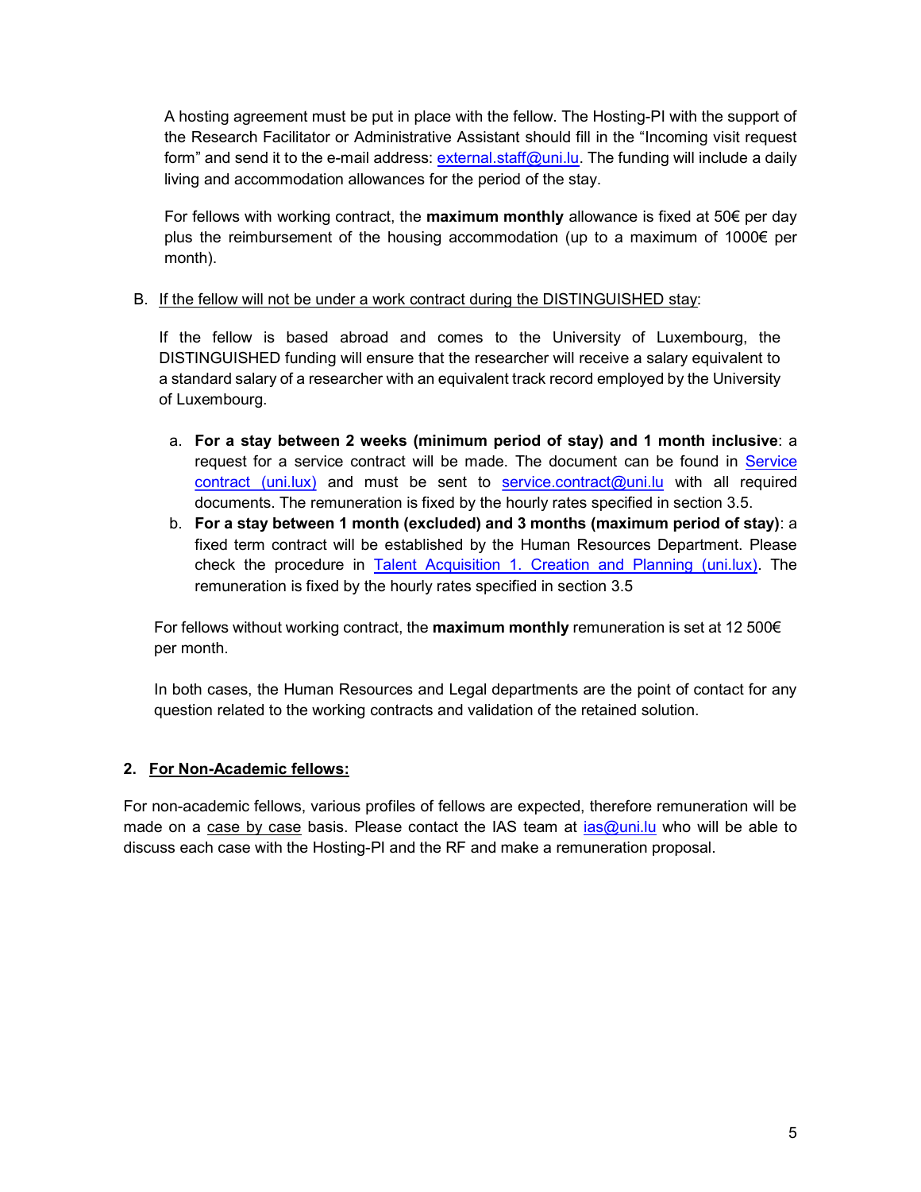A hosting agreement must be put in place with the fellow. The Hosting-PI with the support of the Research Facilitator or Administrative Assistant should fill in the "Incoming visit request form" and send it to the e-mail address: [external.staff@uni.lu](mailto:external.staff@uni.lu). The funding will include a daily living and accommodation allowances for the period of the stay.

For fellows with working contract, the **maximum monthly** allowance is fixed at 50€ per day plus the reimbursement of the housing accommodation (up to a maximum of 1000€ per month).

B. <u>If the fellow will not be under a work contract during the DISTINGUISHED stay</u>:

If the fellow is based abroad and comes to the University of Luxembourg, the DISTINGUISHED funding will ensure that the researcher will receive a salary equivalent to a standard salary of a researcher with an equivalent track record employed by the University of Luxembourg.

a. **For a stay between 2 weeks (minimum period of stay) and 1 month inclusive**: a request for a service contract will be made. The document can be found in [Service contract (uni.lux)]() and must be sent to [service.contract@uni.lu](mailto:service.contract@uni.lu) with all required documents. The remuneration is fixed by the hourly rates specified in section 3.5.
b. **For a stay between 1 month (excluded) and 3 months (maximum period of stay)**: a fixed term contract will be established by the Human Resources Department. Please check the procedure in [Talent Acquisition 1. Creation and Planning (uni.lux)](). The remuneration is fixed by the hourly rates specified in section 3.5

For fellows without working contract, the **maximum monthly** remuneration is set at 12 500€ per month.

In both cases, the Human Resources and Legal departments are the point of contact for any question related to the working contracts and validation of the retained solution.

## 2. <u>For Non-Academic fellows:</u>

For non-academic fellows, various profiles of fellows are expected, therefore remuneration will be made on a <u>case by case</u> basis. Please contact the IAS team at [ias@uni.lu](mailto:ias@uni.lu) who will be able to discuss each case with the Hosting-PI and the RF and make a remuneration proposal.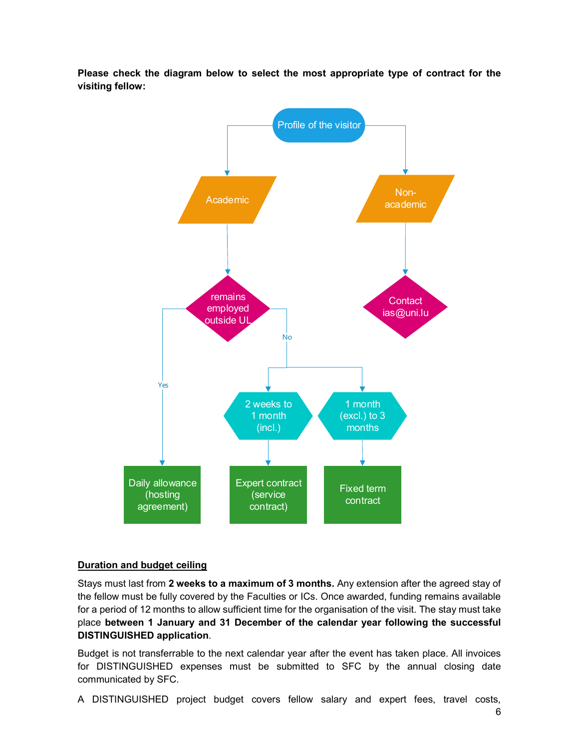**Please check the diagram below to select the most appropriate type of contract for the visiting fellow:**

Profile of the visitor

- Academic
  - remains employed outside UL
    - Yes → Daily allowance (hosting agreement)
    - No
      - 2 weeks to 1 month (incl.) → Expert contract (service contract)
      - 1 month (excl.) to 3 months → Fixed term contract
- Non-academic
  - Contact ias@uni.lu

## Duration and budget ceiling

Stays must last from **2 weeks to a maximum of 3 months.** Any extension after the agreed stay of the fellow must be fully covered by the Faculties or ICs. Once awarded, funding remains available for a period of 12 months to allow sufficient time for the organisation of the visit. The stay must take place **between 1 January and 31 December of the calendar year following the successful DISTINGUISHED application**.

Budget is not transferrable to the next calendar year after the event has taken place. All invoices for DISTINGUISHED expenses must be submitted to SFC by the annual closing date communicated by SFC.

A DISTINGUISHED project budget covers fellow salary and expert fees, travel costs,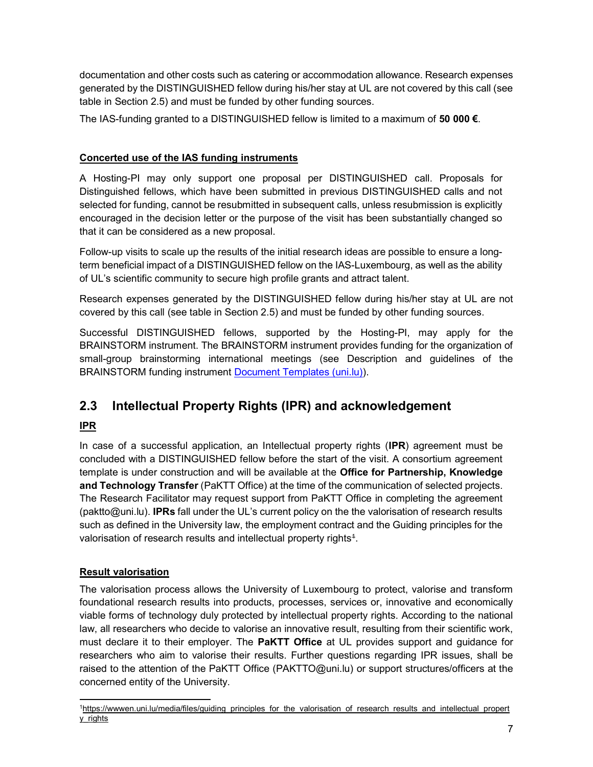documentation and other costs such as catering or accommodation allowance. Research expenses generated by the DISTINGUISHED fellow during his/her stay at UL are not covered by this call (see table in Section 2.5) and must be funded by other funding sources.

The IAS-funding granted to a DISTINGUISHED fellow is limited to a maximum of **50 000 €**.

**Concerted use of the IAS funding instruments**

A Hosting-PI may only support one proposal per DISTINGUISHED call. Proposals for Distinguished fellows, which have been submitted in previous DISTINGUISHED calls and not selected for funding, cannot be resubmitted in subsequent calls, unless resubmission is explicitly encouraged in the decision letter or the purpose of the visit has been substantially changed so that it can be considered as a new proposal.

Follow-up visits to scale up the results of the initial research ideas are possible to ensure a long-term beneficial impact of a DISTINGUISHED fellow on the IAS-Luxembourg, as well as the ability of UL's scientific community to secure high profile grants and attract talent.

Research expenses generated by the DISTINGUISHED fellow during his/her stay at UL are not covered by this call (see table in Section 2.5) and must be funded by other funding sources.

Successful DISTINGUISHED fellows, supported by the Hosting-PI, may apply for the BRAINSTORM instrument. The BRAINSTORM instrument provides funding for the organization of small-group brainstorming international meetings (see Description and guidelines of the BRAINSTORM funding instrument [Document Templates (uni.lu)](Document Templates (uni.lu))).

## 2.3 Intellectual Property Rights (IPR) and acknowledgement

**IPR**

In case of a successful application, an Intellectual property rights (**IPR**) agreement must be concluded with a DISTINGUISHED fellow before the start of the visit. A consortium agreement template is under construction and will be available at the **Office for Partnership, Knowledge and Technology Transfer** (PaKTT Office) at the time of the communication of selected projects. The Research Facilitator may request support from PaKTT Office in completing the agreement (paktto@uni.lu). **IPRs** fall under the UL's current policy on the the valorisation of research results such as defined in the University law, the employment contract and the Guiding principles for the valorisation of research results and intellectual property rights[1].

**Result valorisation**

The valorisation process allows the University of Luxembourg to protect, valorise and transform foundational research results into products, processes, services or, innovative and economically viable forms of technology duly protected by intellectual property rights. According to the national law, all researchers who decide to valorise an innovative result, resulting from their scientific work, must declare it to their employer. The **PaKTT Office** at UL provides support and guidance for researchers who aim to valorise their results. Further questions regarding IPR issues, shall be raised to the attention of the PaKTT Office (PAKTTO@uni.lu) or support structures/officers at the concerned entity of the University.

---

[1] https://wwwen.uni.lu/media/files/guiding_principles_for_the_valorisation_of_research_results_and_intellectual_property_rights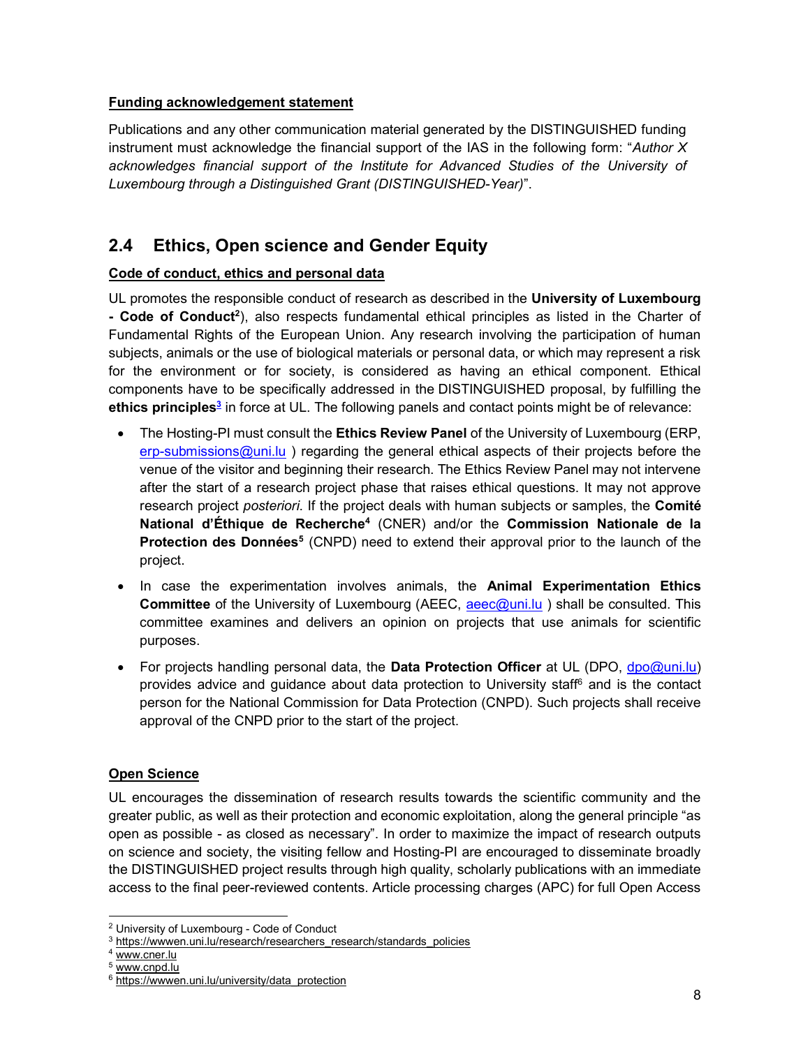**Funding acknowledgement statement**

Publications and any other communication material generated by the DISTINGUISHED funding instrument must acknowledge the financial support of the IAS in the following form: "*Author X acknowledges financial support of the Institute for Advanced Studies of the University of Luxembourg through a Distinguished Grant (DISTINGUISHED-Year)*".

## 2.4 Ethics, Open science and Gender Equity

**Code of conduct, ethics and personal data**

UL promotes the responsible conduct of research as described in the **University of Luxembourg - Code of Conduct**[2]), also respects fundamental ethical principles as listed in the Charter of Fundamental Rights of the European Union. Any research involving the participation of human subjects, animals or the use of biological materials or personal data, or which may represent a risk for the environment or for society, is considered as having an ethical component. Ethical components have to be specifically addressed in the DISTINGUISHED proposal, by fulfilling the **ethics principles**[3] in force at UL. The following panels and contact points might be of relevance:

- The Hosting-PI must consult the **Ethics Review Panel** of the University of Luxembourg (ERP, erp-submissions@uni.lu ) regarding the general ethical aspects of their projects before the venue of the visitor and beginning their research. The Ethics Review Panel may not intervene after the start of a research project phase that raises ethical questions. It may not approve research project *posteriori*. If the project deals with human subjects or samples, the **Comité National d'Éthique de Recherche**[4] (CNER) and/or the **Commission Nationale de la Protection des Données**[5] (CNPD) need to extend their approval prior to the launch of the project.
- In case the experimentation involves animals, the **Animal Experimentation Ethics Committee** of the University of Luxembourg (AEEC, aeec@uni.lu ) shall be consulted. This committee examines and delivers an opinion on projects that use animals for scientific purposes.
- For projects handling personal data, the **Data Protection Officer** at UL (DPO, dpo@uni.lu) provides advice and guidance about data protection to University staff[6] and is the contact person for the National Commission for Data Protection (CNPD). Such projects shall receive approval of the CNPD prior to the start of the project.

**Open Science**

UL encourages the dissemination of research results towards the scientific community and the greater public, as well as their protection and economic exploitation, along the general principle "as open as possible - as closed as necessary". In order to maximize the impact of research outputs on science and society, the visiting fellow and Hosting-PI are encouraged to disseminate broadly the DISTINGUISHED project results through high quality, scholarly publications with an immediate access to the final peer-reviewed contents. Article processing charges (APC) for full Open Access

---

[2] University of Luxembourg - Code of Conduct

[3] https://wwwen.uni.lu/research/researchers_research/standards_policies

[4] www.cner.lu

[5] www.cnpd.lu

[6] https://wwwen.uni.lu/university/data_protection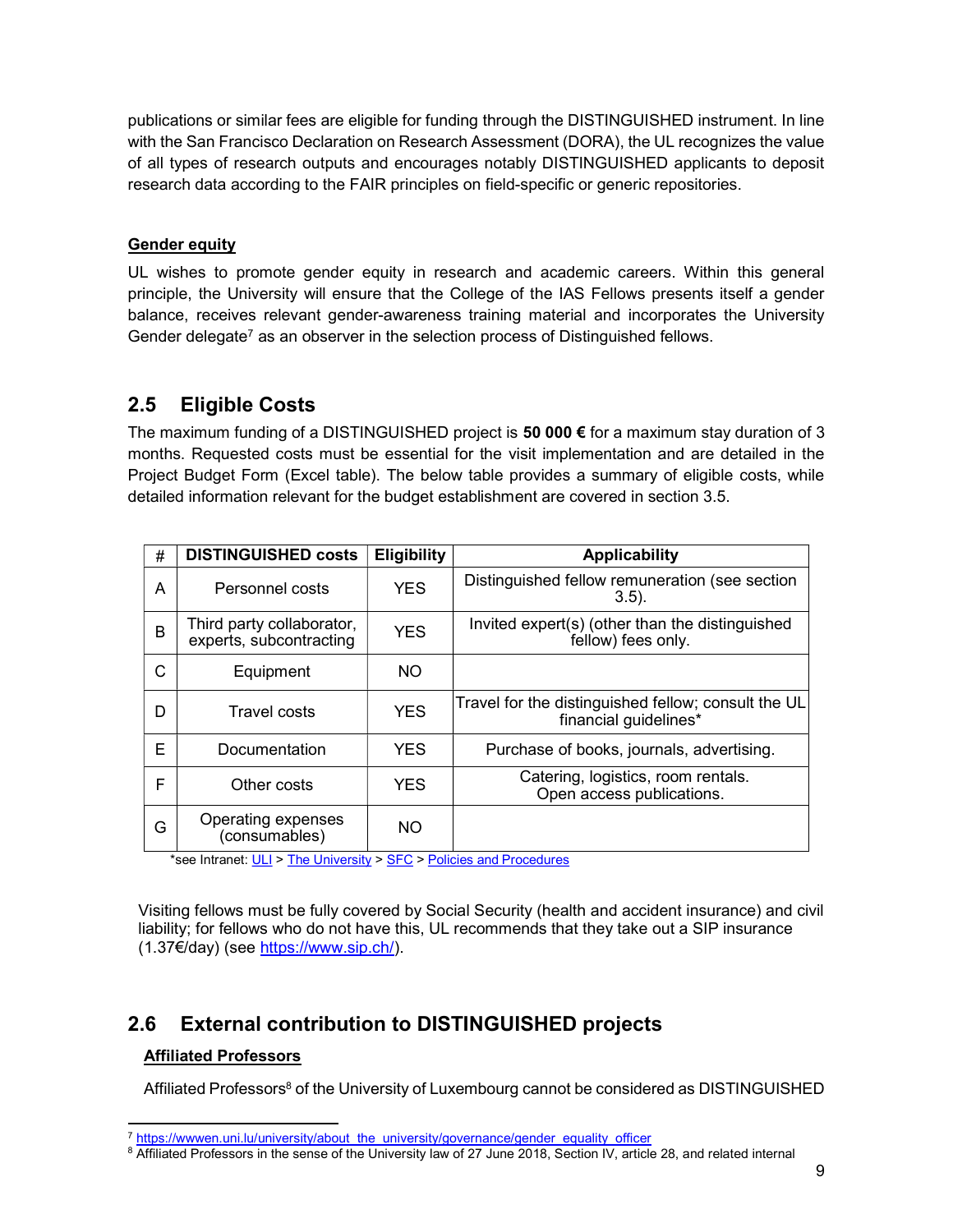publications or similar fees are eligible for funding through the DISTINGUISHED instrument. In line with the San Francisco Declaration on Research Assessment (DORA), the UL recognizes the value of all types of research outputs and encourages notably DISTINGUISHED applicants to deposit research data according to the FAIR principles on field-specific or generic repositories.

**Gender equity**

UL wishes to promote gender equity in research and academic careers. Within this general principle, the University will ensure that the College of the IAS Fellows presents itself a gender balance, receives relevant gender-awareness training material and incorporates the University Gender delegate[7] as an observer in the selection process of Distinguished fellows.

## 2.5 Eligible Costs

The maximum funding of a DISTINGUISHED project is **50 000 €** for a maximum stay duration of 3 months. Requested costs must be essential for the visit implementation and are detailed in the Project Budget Form (Excel table). The below table provides a summary of eligible costs, while detailed information relevant for the budget establishment are covered in section 3.5.

| # | DISTINGUISHED costs | Eligibility | Applicability |
|---|---|---|---|
| A | Personnel costs | YES | Distinguished fellow remuneration (see section 3.5). |
| B | Third party collaborator, experts, subcontracting | YES | Invited expert(s) (other than the distinguished fellow) fees only. |
| C | Equipment | NO | |
| D | Travel costs | YES | Travel for the distinguished fellow; consult the UL financial guidelines* |
| E | Documentation | YES | Purchase of books, journals, advertising. |
| F | Other costs | YES | Catering, logistics, room rentals. Open access publications. |
| G | Operating expenses (consumables) | NO | |

*see Intranet: ULI > The University > SFC > Policies and Procedures

Visiting fellows must be fully covered by Social Security (health and accident insurance) and civil liability; for fellows who do not have this, UL recommends that they take out a SIP insurance (1.37€/day) (see https://www.sip.ch/).

## 2.6 External contribution to DISTINGUISHED projects

**Affiliated Professors**

Affiliated Professors[8] of the University of Luxembourg cannot be considered as DISTINGUISHED

---

[7] https://wwwen.uni.lu/university/about_the_university/governance/gender_equality_officer

[8] Affiliated Professors in the sense of the University law of 27 June 2018, Section IV, article 28, and related internal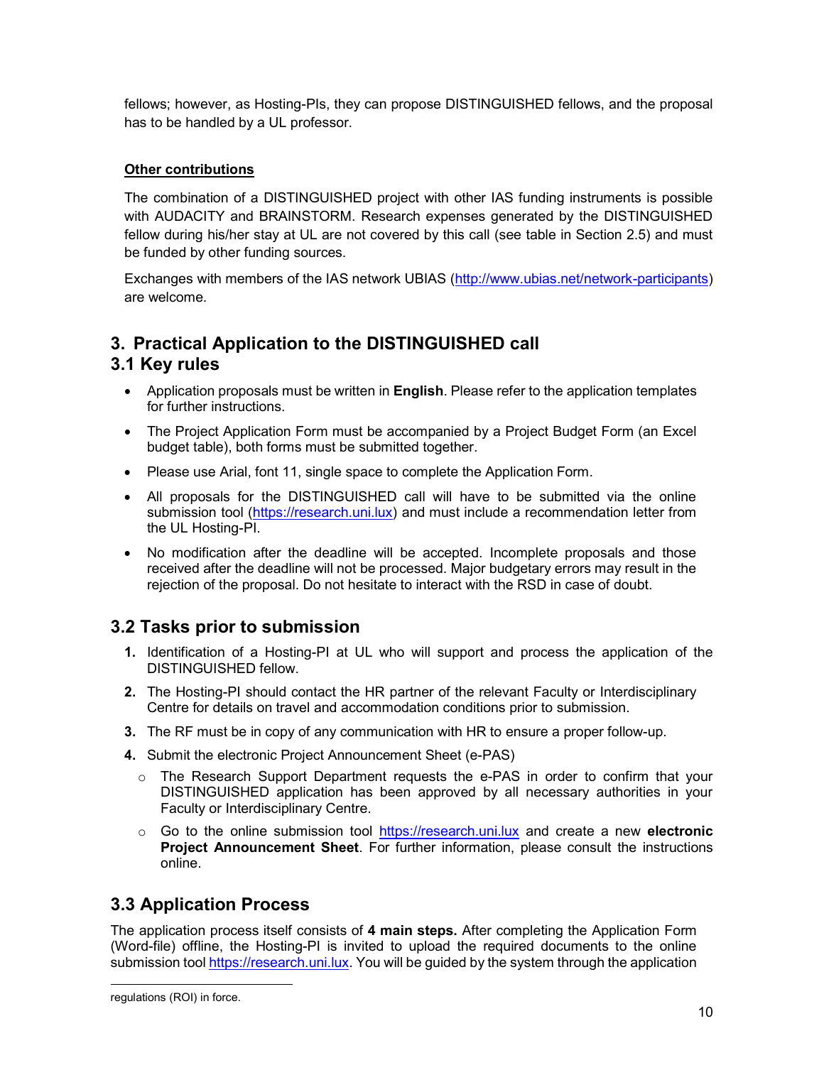fellows; however, as Hosting-PIs, they can propose DISTINGUISHED fellows, and the proposal has to be handled by a UL professor.

**Other contributions**

The combination of a DISTINGUISHED project with other IAS funding instruments is possible with AUDACITY and BRAINSTORM. Research expenses generated by the DISTINGUISHED fellow during his/her stay at UL are not covered by this call (see table in Section 2.5) and must be funded by other funding sources.

Exchanges with members of the IAS network UBIAS (http://www.ubias.net/network-participants) are welcome.

# 3. Practical Application to the DISTINGUISHED call

## 3.1 Key rules

- Application proposals must be written in **English**. Please refer to the application templates for further instructions.
- The Project Application Form must be accompanied by a Project Budget Form (an Excel budget table), both forms must be submitted together.
- Please use Arial, font 11, single space to complete the Application Form.
- All proposals for the DISTINGUISHED call will have to be submitted via the online submission tool (https://research.uni.lux) and must include a recommendation letter from the UL Hosting-PI.
- No modification after the deadline will be accepted. Incomplete proposals and those received after the deadline will not be processed. Major budgetary errors may result in the rejection of the proposal. Do not hesitate to interact with the RSD in case of doubt.

## 3.2 Tasks prior to submission

1. Identification of a Hosting-PI at UL who will support and process the application of the DISTINGUISHED fellow.
2. The Hosting-PI should contact the HR partner of the relevant Faculty or Interdisciplinary Centre for details on travel and accommodation conditions prior to submission.
3. The RF must be in copy of any communication with HR to ensure a proper follow-up.
4. Submit the electronic Project Announcement Sheet (e-PAS)
   - The Research Support Department requests the e-PAS in order to confirm that your DISTINGUISHED application has been approved by all necessary authorities in your Faculty or Interdisciplinary Centre.
   - Go to the online submission tool https://research.uni.lux and create a new **electronic Project Announcement Sheet**. For further information, please consult the instructions online.

## 3.3 Application Process

The application process itself consists of **4 main steps.** After completing the Application Form (Word-file) offline, the Hosting-PI is invited to upload the required documents to the online submission tool https://research.uni.lux. You will be guided by the system through the application

regulations (ROI) in force.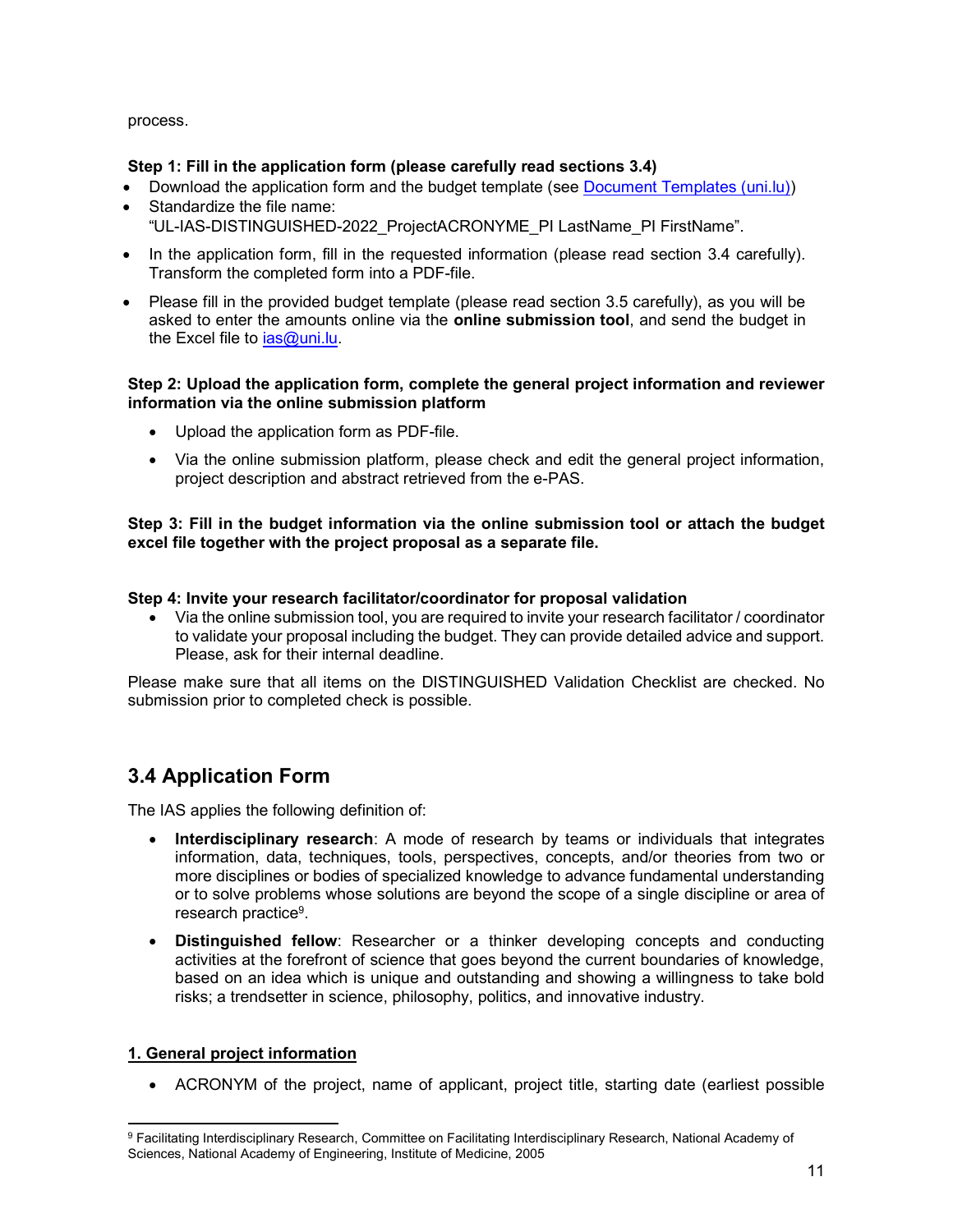process.

**Step 1: Fill in the application form (please carefully read sections 3.4)**

- Download the application form and the budget template (see [Document Templates (uni.lu)](Document Templates (uni.lu)))
- Standardize the file name: "UL-IAS-DISTINGUISHED-2022_ProjectACRONYME_PI LastName_PI FirstName".
- In the application form, fill in the requested information (please read section 3.4 carefully). Transform the completed form into a PDF-file.
- Please fill in the provided budget template (please read section 3.5 carefully), as you will be asked to enter the amounts online via the **online submission tool**, and send the budget in the Excel file to ias@uni.lu.

**Step 2: Upload the application form, complete the general project information and reviewer information via the online submission platform**

- Upload the application form as PDF-file.
- Via the online submission platform, please check and edit the general project information, project description and abstract retrieved from the e-PAS.

**Step 3: Fill in the budget information via the online submission tool or attach the budget excel file together with the project proposal as a separate file.**

**Step 4: Invite your research facilitator/coordinator for proposal validation**

- Via the online submission tool, you are required to invite your research facilitator / coordinator to validate your proposal including the budget. They can provide detailed advice and support. Please, ask for their internal deadline.

Please make sure that all items on the DISTINGUISHED Validation Checklist are checked. No submission prior to completed check is possible.

## 3.4 Application Form

The IAS applies the following definition of:

- **Interdisciplinary research**: A mode of research by teams or individuals that integrates information, data, techniques, tools, perspectives, concepts, and/or theories from two or more disciplines or bodies of specialized knowledge to advance fundamental understanding or to solve problems whose solutions are beyond the scope of a single discipline or area of research practice[9].
- **Distinguished fellow**: Researcher or a thinker developing concepts and conducting activities at the forefront of science that goes beyond the current boundaries of knowledge, based on an idea which is unique and outstanding and showing a willingness to take bold risks; a trendsetter in science, philosophy, politics, and innovative industry.

**1. General project information**

- ACRONYM of the project, name of applicant, project title, starting date (earliest possible

[9] Facilitating Interdisciplinary Research, Committee on Facilitating Interdisciplinary Research, National Academy of Sciences, National Academy of Engineering, Institute of Medicine, 2005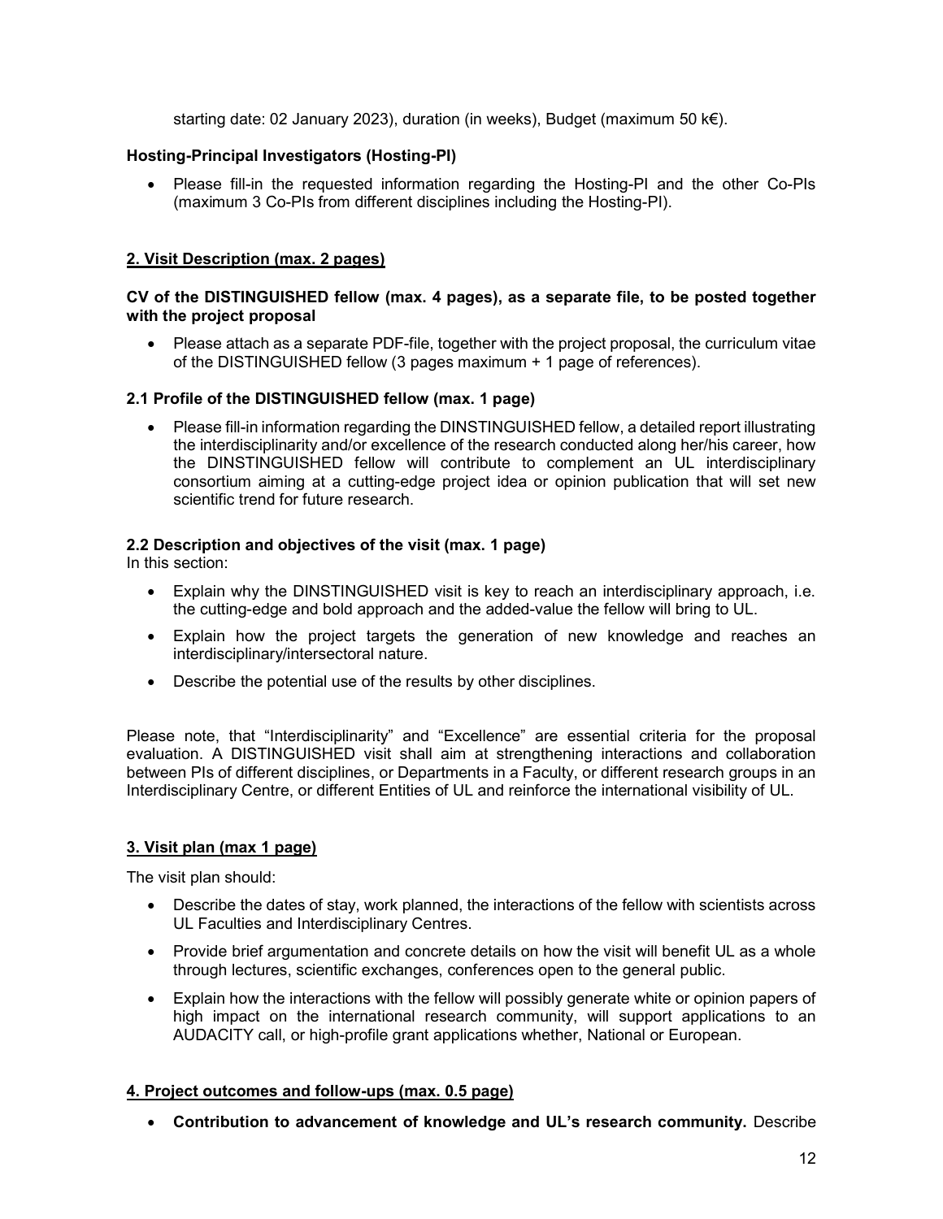starting date: 02 January 2023), duration (in weeks), Budget (maximum 50 k€).

**Hosting-Principal Investigators (Hosting-PI)**

- Please fill-in the requested information regarding the Hosting-PI and the other Co-PIs (maximum 3 Co-PIs from different disciplines including the Hosting-PI).

## 2. Visit Description (max. 2 pages)

**CV of the DISTINGUISHED fellow (max. 4 pages), as a separate file, to be posted together with the project proposal**

- Please attach as a separate PDF-file, together with the project proposal, the curriculum vitae of the DISTINGUISHED fellow (3 pages maximum + 1 page of references).

### 2.1 Profile of the DISTINGUISHED fellow (max. 1 page)

- Please fill-in information regarding the DINSTINGUISHED fellow, a detailed report illustrating the interdisciplinarity and/or excellence of the research conducted along her/his career, how the DINSTINGUISHED fellow will contribute to complement an UL interdisciplinary consortium aiming at a cutting-edge project idea or opinion publication that will set new scientific trend for future research.

### 2.2 Description and objectives of the visit (max. 1 page)

In this section:

- Explain why the DINSTINGUISHED visit is key to reach an interdisciplinary approach, i.e. the cutting-edge and bold approach and the added-value the fellow will bring to UL.
- Explain how the project targets the generation of new knowledge and reaches an interdisciplinary/intersectoral nature.
- Describe the potential use of the results by other disciplines.

Please note, that "Interdisciplinarity" and "Excellence" are essential criteria for the proposal evaluation. A DISTINGUISHED visit shall aim at strengthening interactions and collaboration between PIs of different disciplines, or Departments in a Faculty, or different research groups in an Interdisciplinary Centre, or different Entities of UL and reinforce the international visibility of UL.

## 3. Visit plan (max 1 page)

The visit plan should:

- Describe the dates of stay, work planned, the interactions of the fellow with scientists across UL Faculties and Interdisciplinary Centres.
- Provide brief argumentation and concrete details on how the visit will benefit UL as a whole through lectures, scientific exchanges, conferences open to the general public.
- Explain how the interactions with the fellow will possibly generate white or opinion papers of high impact on the international research community, will support applications to an AUDACITY call, or high-profile grant applications whether, National or European.

## 4. Project outcomes and follow-ups (max. 0.5 page)

- **Contribution to advancement of knowledge and UL's research community.** Describe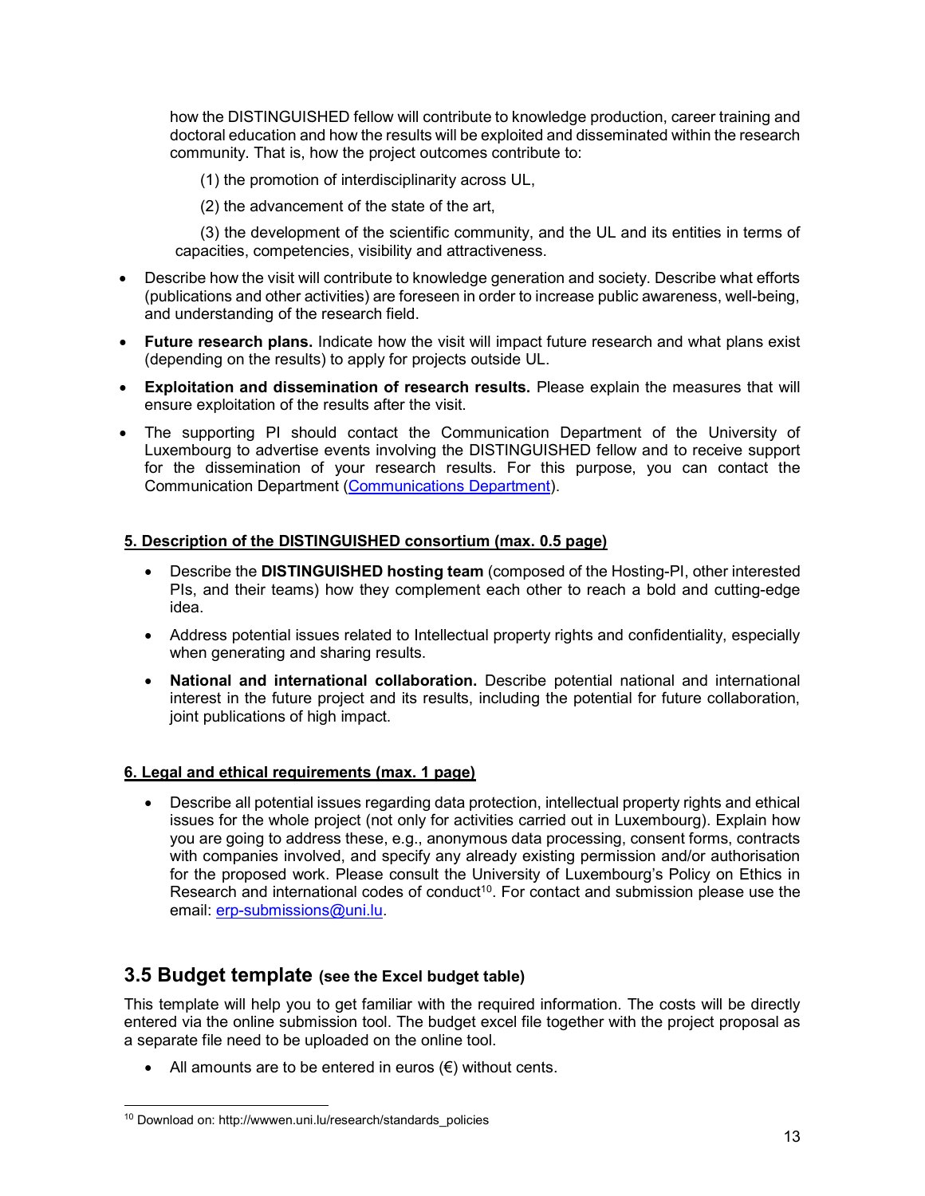how the DISTINGUISHED fellow will contribute to knowledge production, career training and doctoral education and how the results will be exploited and disseminated within the research community. That is, how the project outcomes contribute to:

(1) the promotion of interdisciplinarity across UL,

(2) the advancement of the state of the art,

(3) the development of the scientific community, and the UL and its entities in terms of capacities, competencies, visibility and attractiveness.

- Describe how the visit will contribute to knowledge generation and society. Describe what efforts (publications and other activities) are foreseen in order to increase public awareness, well-being, and understanding of the research field.
- **Future research plans.** Indicate how the visit will impact future research and what plans exist (depending on the results) to apply for projects outside UL.
- **Exploitation and dissemination of research results.** Please explain the measures that will ensure exploitation of the results after the visit.
- The supporting PI should contact the Communication Department of the University of Luxembourg to advertise events involving the DISTINGUISHED fellow and to receive support for the dissemination of your research results. For this purpose, you can contact the Communication Department (Communications Department).

**5. Description of the DISTINGUISHED consortium (max. 0.5 page)**

- Describe the **DISTINGUISHED hosting team** (composed of the Hosting-PI, other interested PIs, and their teams) how they complement each other to reach a bold and cutting-edge idea.
- Address potential issues related to Intellectual property rights and confidentiality, especially when generating and sharing results.
- **National and international collaboration.** Describe potential national and international interest in the future project and its results, including the potential for future collaboration, joint publications of high impact.

**6. Legal and ethical requirements (max. 1 page)**

- Describe all potential issues regarding data protection, intellectual property rights and ethical issues for the whole project (not only for activities carried out in Luxembourg). Explain how you are going to address these, e.g., anonymous data processing, consent forms, contracts with companies involved, and specify any already existing permission and/or authorisation for the proposed work. Please consult the University of Luxembourg's Policy on Ethics in Research and international codes of conduct[10]. For contact and submission please use the email: erp-submissions@uni.lu.

## 3.5 Budget template (see the Excel budget table)

This template will help you to get familiar with the required information. The costs will be directly entered via the online submission tool. The budget excel file together with the project proposal as a separate file need to be uploaded on the online tool.

- All amounts are to be entered in euros (€) without cents.

[10] Download on: http://wwwen.uni.lu/research/standards_policies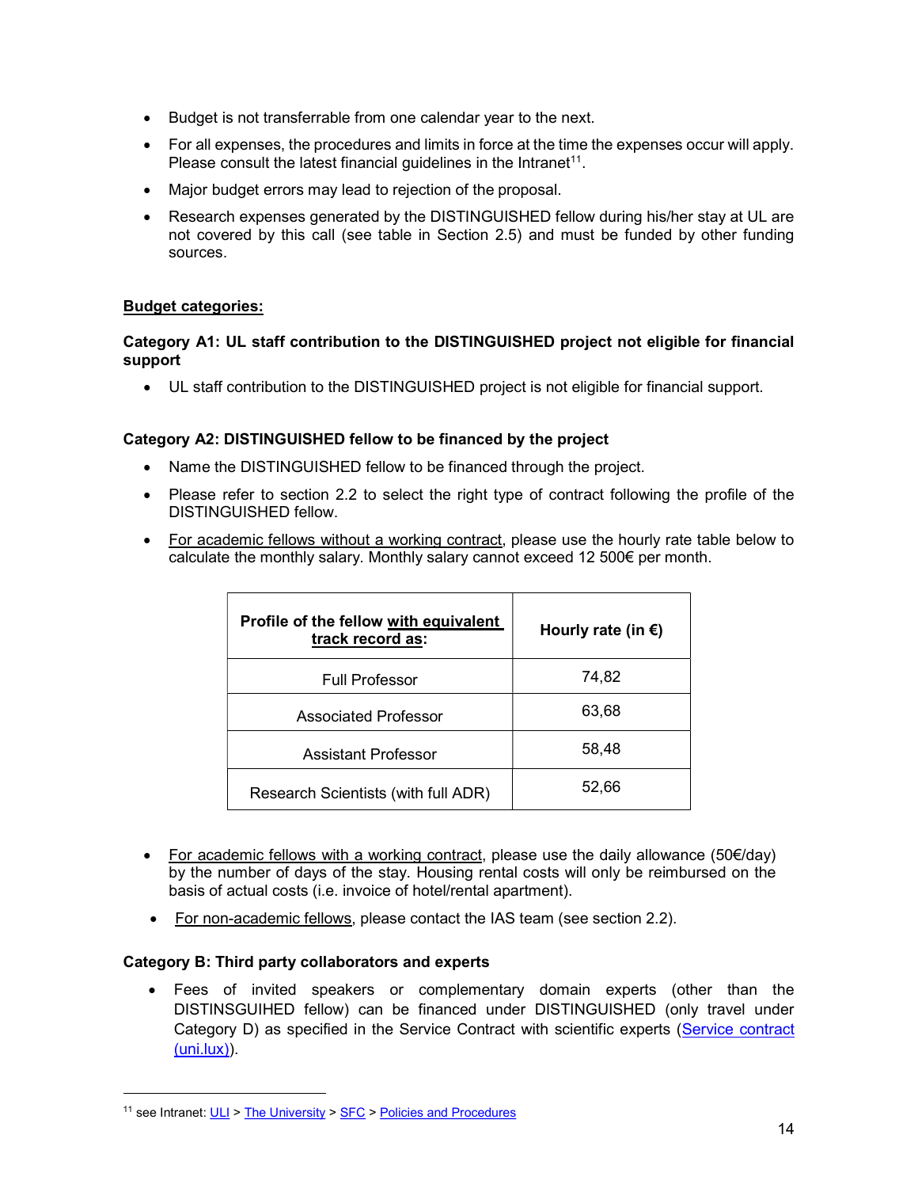- Budget is not transferrable from one calendar year to the next.
- For all expenses, the procedures and limits in force at the time the expenses occur will apply. Please consult the latest financial guidelines in the Intranet[11].
- Major budget errors may lead to rejection of the proposal.
- Research expenses generated by the DISTINGUISHED fellow during his/her stay at UL are not covered by this call (see table in Section 2.5) and must be funded by other funding sources.

**Budget categories:**

**Category A1: UL staff contribution to the DISTINGUISHED project not eligible for financial support**

- UL staff contribution to the DISTINGUISHED project is not eligible for financial support.

**Category A2: DISTINGUISHED fellow to be financed by the project**

- Name the DISTINGUISHED fellow to be financed through the project.
- Please refer to section 2.2 to select the right type of contract following the profile of the DISTINGUISHED fellow.
- For academic fellows without a working contract, please use the hourly rate table below to calculate the monthly salary. Monthly salary cannot exceed 12 500€ per month.

| Profile of the fellow with equivalent track record as: | Hourly rate (in €) |
|---|---|
| Full Professor | 74,82 |
| Associated Professor | 63,68 |
| Assistant Professor | 58,48 |
| Research Scientists (with full ADR) | 52,66 |

- For academic fellows with a working contract, please use the daily allowance (50€/day) by the number of days of the stay. Housing rental costs will only be reimbursed on the basis of actual costs (i.e. invoice of hotel/rental apartment).
- For non-academic fellows, please contact the IAS team (see section 2.2).

**Category B: Third party collaborators and experts**

- Fees of invited speakers or complementary domain experts (other than the DISTINSGUIHED fellow) can be financed under DISTINGUISHED (only travel under Category D) as specified in the Service Contract with scientific experts (Service contract (uni.lux)).

[11] see Intranet: ULI > The University > SFC > Policies and Procedures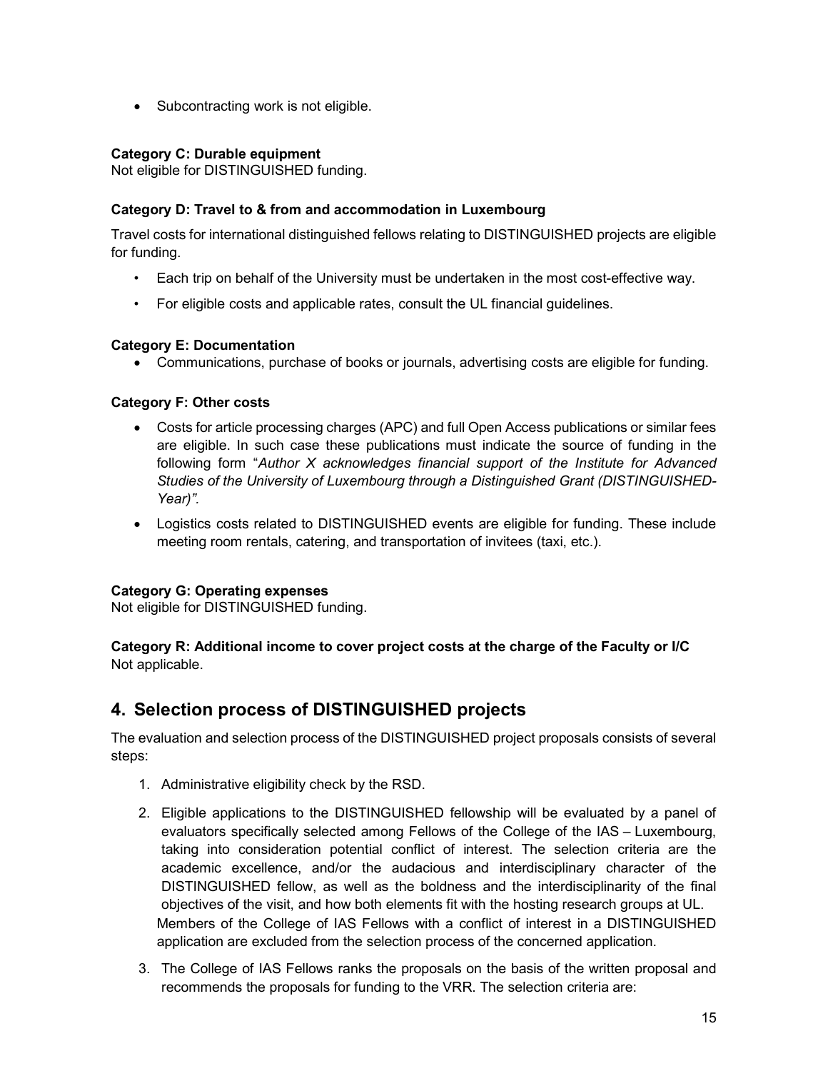- Subcontracting work is not eligible.

**Category C: Durable equipment**
Not eligible for DISTINGUISHED funding.

**Category D: Travel to & from and accommodation in Luxembourg**

Travel costs for international distinguished fellows relating to DISTINGUISHED projects are eligible for funding.

- Each trip on behalf of the University must be undertaken in the most cost-effective way.
- For eligible costs and applicable rates, consult the UL financial guidelines.

**Category E: Documentation**

- Communications, purchase of books or journals, advertising costs are eligible for funding.

**Category F: Other costs**

- Costs for article processing charges (APC) and full Open Access publications or similar fees are eligible. In such case these publications must indicate the source of funding in the following form "*Author X acknowledges financial support of the Institute for Advanced Studies of the University of Luxembourg through a Distinguished Grant (DISTINGUISHED-Year)".*
- Logistics costs related to DISTINGUISHED events are eligible for funding. These include meeting room rentals, catering, and transportation of invitees (taxi, etc.).

**Category G: Operating expenses**
Not eligible for DISTINGUISHED funding.

**Category R: Additional income to cover project costs at the charge of the Faculty or I/C**
Not applicable.

## 4. Selection process of DISTINGUISHED projects

The evaluation and selection process of the DISTINGUISHED project proposals consists of several steps:

1. Administrative eligibility check by the RSD.
2. Eligible applications to the DISTINGUISHED fellowship will be evaluated by a panel of evaluators specifically selected among Fellows of the College of the IAS – Luxembourg, taking into consideration potential conflict of interest. The selection criteria are the academic excellence, and/or the audacious and interdisciplinary character of the DISTINGUISHED fellow, as well as the boldness and the interdisciplinarity of the final objectives of the visit, and how both elements fit with the hosting research groups at UL.
   Members of the College of IAS Fellows with a conflict of interest in a DISTINGUISHED application are excluded from the selection process of the concerned application.
3. The College of IAS Fellows ranks the proposals on the basis of the written proposal and recommends the proposals for funding to the VRR. The selection criteria are: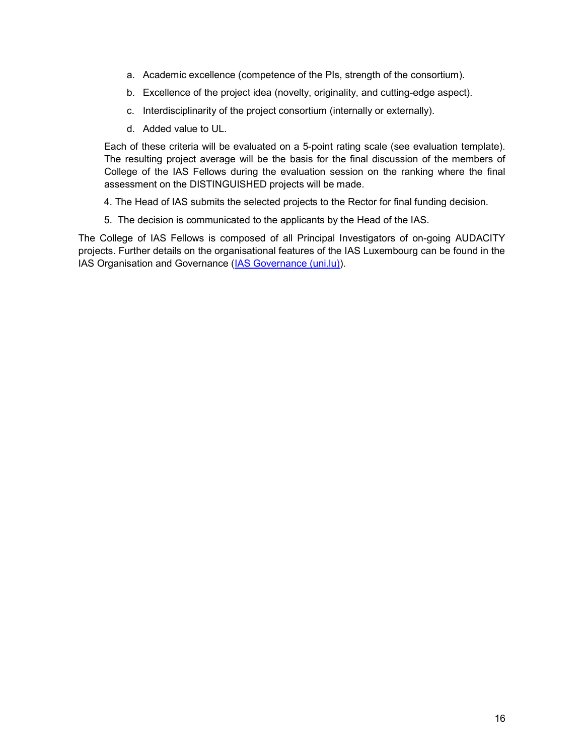a. Academic excellence (competence of the PIs, strength of the consortium).

b. Excellence of the project idea (novelty, originality, and cutting-edge aspect).

c. Interdisciplinarity of the project consortium (internally or externally).

d. Added value to UL.

Each of these criteria will be evaluated on a 5-point rating scale (see evaluation template). The resulting project average will be the basis for the final discussion of the members of College of the IAS Fellows during the evaluation session on the ranking where the final assessment on the DISTINGUISHED projects will be made.

4. The Head of IAS submits the selected projects to the Rector for final funding decision.

5. The decision is communicated to the applicants by the Head of the IAS.

The College of IAS Fellows is composed of all Principal Investigators of on-going AUDACITY projects. Further details on the organisational features of the IAS Luxembourg can be found in the IAS Organisation and Governance ([IAS Governance (uni.lu)]).